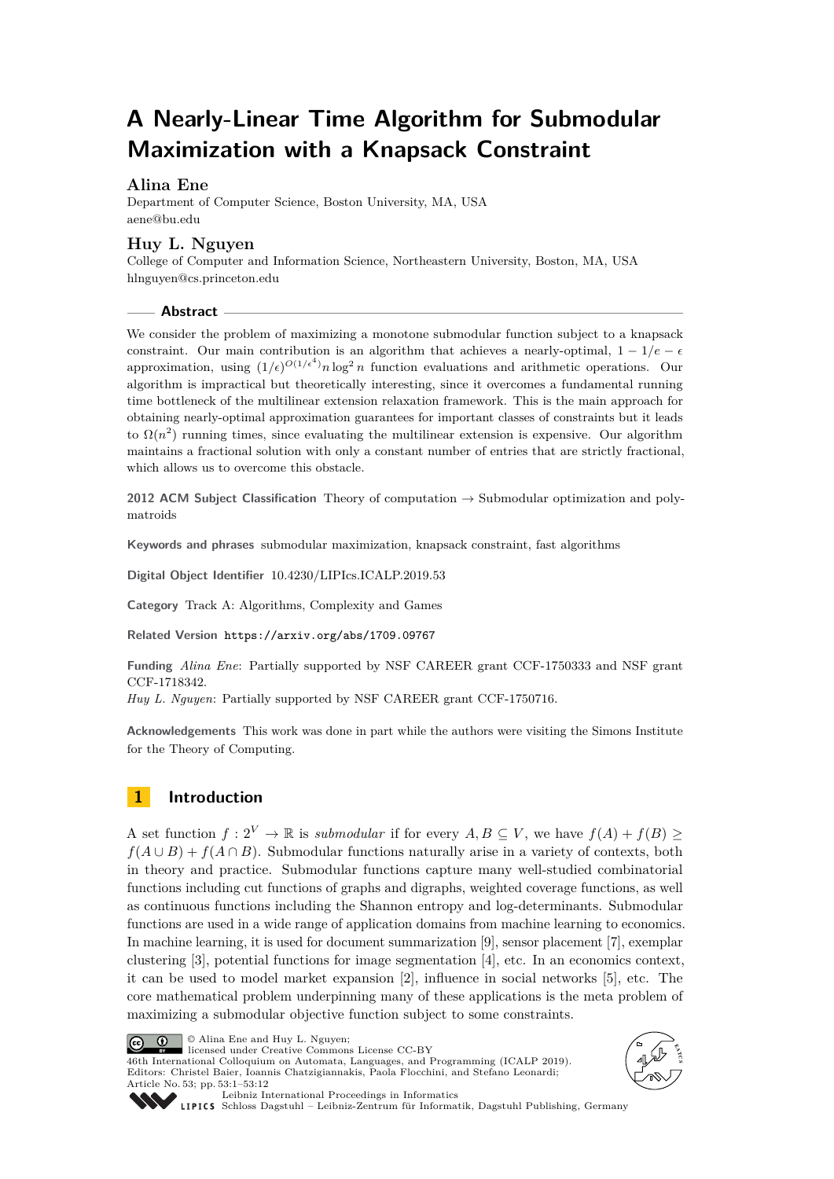# A Nearly-Linear Time Algorithm for Submodular Maximization with a Knapsack Constraint

## Alina Ene

Department of Computer Science, Boston University, MA, USA
aene@bu.edu

## Huy L. Nguyen

College of Computer and Information Science, Northeastern University, Boston, MA, USA
hlnguyen@cs.princeton.edu

## Abstract

We consider the problem of maximizing a monotone submodular function subject to a knapsack constraint. Our main contribution is an algorithm that achieves a nearly-optimal, $1 - 1/e - \epsilon$ approximation, using $(1/\epsilon)^{O(1/\epsilon^4)} n \log^2 n$ function evaluations and arithmetic operations. Our algorithm is impractical but theoretically interesting, since it overcomes a fundamental running time bottleneck of the multilinear extension relaxation framework. This is the main approach for obtaining nearly-optimal approximation guarantees for important classes of constraints but it leads to $\Omega(n^2)$ running times, since evaluating the multilinear extension is expensive. Our algorithm maintains a fractional solution with only a constant number of entries that are strictly fractional, which allows us to overcome this obstacle.

**2012 ACM Subject Classification** Theory of computation → Submodular optimization and polymatroids

**Keywords and phrases** submodular maximization, knapsack constraint, fast algorithms

**Digital Object Identifier** 10.4230/LIPIcs.ICALP.2019.53

**Category** Track A: Algorithms, Complexity and Games

**Related Version** https://arxiv.org/abs/1709.09767

**Funding** *Alina Ene*: Partially supported by NSF CAREER grant CCF-1750333 and NSF grant CCF-1718342.
*Huy L. Nguyen*: Partially supported by NSF CAREER grant CCF-1750716.

**Acknowledgements** This work was done in part while the authors were visiting the Simons Institute for the Theory of Computing.

## 1 Introduction

A set function $f : 2^V \to \mathbb{R}$ is *submodular* if for every $A, B \subseteq V$, we have $f(A) + f(B) \geq f(A \cup B) + f(A \cap B)$. Submodular functions naturally arise in a variety of contexts, both in theory and practice. Submodular functions capture many well-studied combinatorial functions including cut functions of graphs and digraphs, weighted coverage functions, as well as continuous functions including the Shannon entropy and log-determinants. Submodular functions are used in a wide range of application domains from machine learning to economics. In machine learning, it is used for document summarization [9], sensor placement [7], exemplar clustering [3], potential functions for image segmentation [4], etc. In an economics context, it can be used to model market expansion [2], influence in social networks [5], etc. The core mathematical problem underpinning many of these applications is the meta problem of maximizing a submodular objective function subject to some constraints.

© Alina Ene and Huy L. Nguyen;
licensed under Creative Commons License CC-BY
46th International Colloquium on Automata, Languages, and Programming (ICALP 2019).
Editors: Christel Baier, Ioannis Chatzigiannakis, Paola Flocchini, and Stefano Leonardi;
Article No. 53; pp. 53:1–53:12
Leibniz International Proceedings in Informatics
Schloss Dagstuhl – Leibniz-Zentrum für Informatik, Dagstuhl Publishing, Germany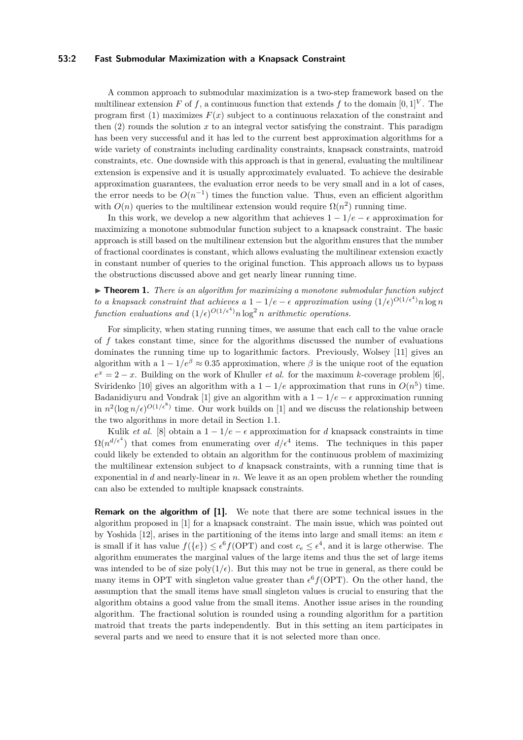A common approach to submodular maximization is a two-step framework based on the multilinear extension $F$ of $f$, a continuous function that extends $f$ to the domain $[0,1]^V$. The program first (1) maximizes $F(x)$ subject to a continuous relaxation of the constraint and then (2) rounds the solution $x$ to an integral vector satisfying the constraint. This paradigm has been very successful and it has led to the current best approximation algorithms for a wide variety of constraints including cardinality constraints, knapsack constraints, matroid constraints, etc. One downside with this approach is that in general, evaluating the multilinear extension is expensive and it is usually approximately evaluated. To achieve the desirable approximation guarantees, the evaluation error needs to be very small and in a lot of cases, the error needs to be $O(n^{-1})$ times the function value. Thus, even an efficient algorithm with $O(n)$ queries to the multilinear extension would require $\Omega(n^2)$ running time.

In this work, we develop a new algorithm that achieves $1 - 1/e - \epsilon$ approximation for maximizing a monotone submodular function subject to a knapsack constraint. The basic approach is still based on the multilinear extension but the algorithm ensures that the number of fractional coordinates is constant, which allows evaluating the multilinear extension exactly in constant number of queries to the original function. This approach allows us to bypass the obstructions discussed above and get nearly linear running time.

▶ **Theorem 1.** *There is an algorithm for maximizing a monotone submodular function subject to a knapsack constraint that achieves a $1 - 1/e - \epsilon$ approximation using $(1/\epsilon)^{O(1/\epsilon^4)} n \log n$ function evaluations and $(1/\epsilon)^{O(1/\epsilon^4)} n \log^2 n$ arithmetic operations.*

For simplicity, when stating running times, we assume that each call to the value oracle of $f$ takes constant time, since for the algorithms discussed the number of evaluations dominates the running time up to logarithmic factors. Previously, Wolsey [11] gives an algorithm with a $1 - 1/e^\beta \approx 0.35$ approximation, where $\beta$ is the unique root of the equation $e^x = 2 - x$. Building on the work of Khuller *et al.* for the maximum $k$-coverage problem [6], Sviridenko [10] gives an algorithm with a $1 - 1/e$ approximation that runs in $O(n^5)$ time. Badanidiyuru and Vondrak [1] give an algorithm with a $1 - 1/e - \epsilon$ approximation running in $n^2(\log n/\epsilon)^{O(1/\epsilon^8)}$ time. Our work builds on [1] and we discuss the relationship between the two algorithms in more detail in Section 1.1.

Kulik *et al.* [8] obtain a $1 - 1/e - \epsilon$ approximation for $d$ knapsack constraints in time $\Omega(n^{d/\epsilon^4})$ that comes from enumerating over $d/\epsilon^4$ items. The techniques in this paper could likely be extended to obtain an algorithm for the continuous problem of maximizing the multilinear extension subject to $d$ knapsack constraints, with a running time that is exponential in $d$ and nearly-linear in $n$. We leave it as an open problem whether the rounding can also be extended to multiple knapsack constraints.

**Remark on the algorithm of [1].** We note that there are some technical issues in the algorithm proposed in [1] for a knapsack constraint. The main issue, which was pointed out by Yoshida [12], arises in the partitioning of the items into large and small items: an item $e$ is small if it has value $f(\{e\}) \le \epsilon^6 f(\mathrm{OPT})$ and cost $c_e \le \epsilon^4$, and it is large otherwise. The algorithm enumerates the marginal values of the large items and thus the set of large items was intended to be of size $\mathrm{poly}(1/\epsilon)$. But this may not be true in general, as there could be many items in OPT with singleton value greater than $\epsilon^6 f(\mathrm{OPT})$. On the other hand, the assumption that the small items have small singleton values is crucial to ensuring that the algorithm obtains a good value from the small items. Another issue arises in the rounding algorithm. The fractional solution is rounded using a rounding algorithm for a partition matroid that treats the parts independently. But in this setting an item participates in several parts and we need to ensure that it is not selected more than once.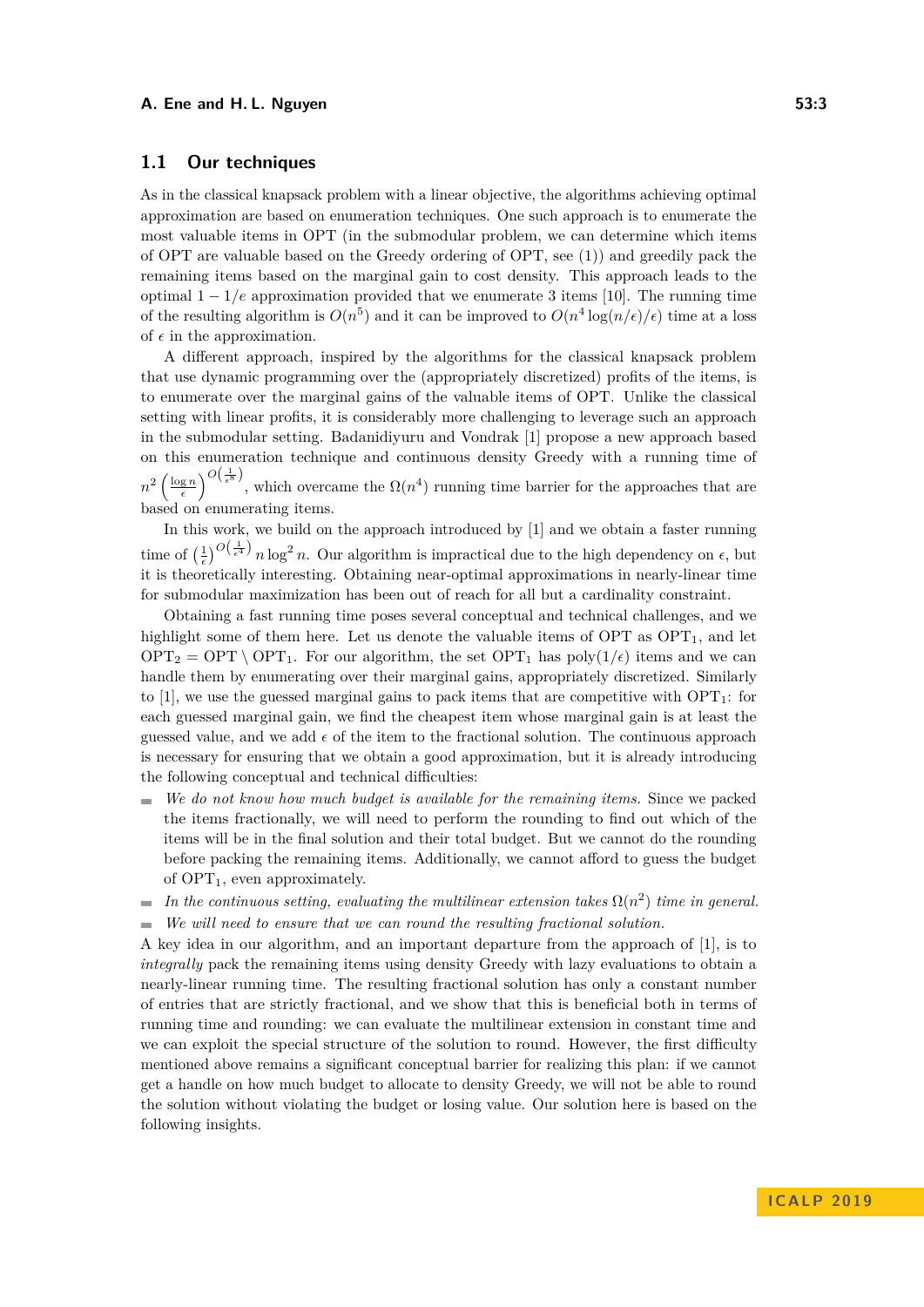## 1.1 Our techniques

As in the classical knapsack problem with a linear objective, the algorithms achieving optimal approximation are based on enumeration techniques. One such approach is to enumerate the most valuable items in OPT (in the submodular problem, we can determine which items of OPT are valuable based on the Greedy ordering of OPT, see (1)) and greedily pack the remaining items based on the marginal gain to cost density. This approach leads to the optimal $1 - 1/e$ approximation provided that we enumerate 3 items [10]. The running time of the resulting algorithm is $O(n^5)$ and it can be improved to $O(n^4 \log(n/\epsilon)/\epsilon)$ time at a loss of $\epsilon$ in the approximation.

A different approach, inspired by the algorithms for the classical knapsack problem that use dynamic programming over the (appropriately discretized) profits of the items, is to enumerate over the marginal gains of the valuable items of OPT. Unlike the classical setting with linear profits, it is considerably more challenging to leverage such an approach in the submodular setting. Badanidiyuru and Vondrak [1] propose a new approach based on this enumeration technique and continuous density Greedy with a running time of $n^2 \left(\frac{\log n}{\epsilon}\right)^{O\left(\frac{1}{\epsilon^8}\right)}$, which overcame the $\Omega(n^4)$ running time barrier for the approaches that are based on enumerating items.

In this work, we build on the approach introduced by [1] and we obtain a faster running time of $\left(\frac{1}{\epsilon}\right)^{O\left(\frac{1}{\epsilon^4}\right)} n \log^2 n$. Our algorithm is impractical due to the high dependency on $\epsilon$, but it is theoretically interesting. Obtaining near-optimal approximations in nearly-linear time for submodular maximization has been out of reach for all but a cardinality constraint.

Obtaining a fast running time poses several conceptual and technical challenges, and we highlight some of them here. Let us denote the valuable items of OPT as $\mathrm{OPT}_1$, and let $\mathrm{OPT}_2 = \mathrm{OPT} \setminus \mathrm{OPT}_1$. For our algorithm, the set $\mathrm{OPT}_1$ has $\mathrm{poly}(1/\epsilon)$ items and we can handle them by enumerating over their marginal gains, appropriately discretized. Similarly to [1], we use the guessed marginal gains to pack items that are competitive with $\mathrm{OPT}_1$: for each guessed marginal gain, we find the cheapest item whose marginal gain is at least the guessed value, and we add $\epsilon$ of the item to the fractional solution. The continuous approach is necessary for ensuring that we obtain a good approximation, but it is already introducing the following conceptual and technical difficulties:

- *We do not know how much budget is available for the remaining items.* Since we packed the items fractionally, we will need to perform the rounding to find out which of the items will be in the final solution and their total budget. But we cannot do the rounding before packing the remaining items. Additionally, we cannot afford to guess the budget of $\mathrm{OPT}_1$, even approximately.
- *In the continuous setting, evaluating the multilinear extension takes $\Omega(n^2)$ time in general.*
- *We will need to ensure that we can round the resulting fractional solution.*

A key idea in our algorithm, and an important departure from the approach of [1], is to *integrally* pack the remaining items using density Greedy with lazy evaluations to obtain a nearly-linear running time. The resulting fractional solution has only a constant number of entries that are strictly fractional, and we show that this is beneficial both in terms of running time and rounding: we can evaluate the multilinear extension in constant time and we can exploit the special structure of the solution to round. However, the first difficulty mentioned above remains a significant conceptual barrier for realizing this plan: if we cannot get a handle on how much budget to allocate to density Greedy, we will not be able to round the solution without violating the budget or losing value. Our solution here is based on the following insights.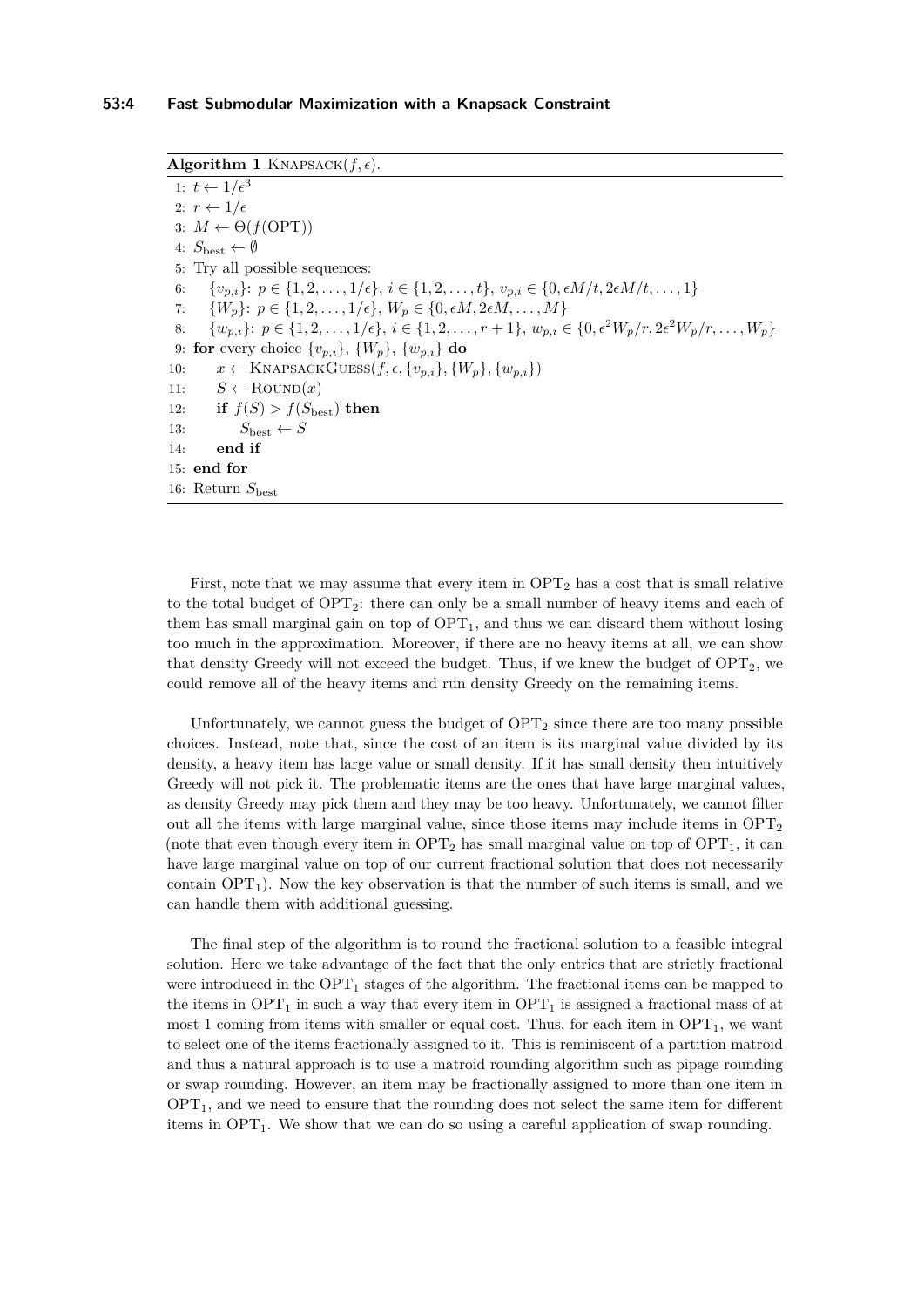**Algorithm 1** KNAPSACK$(f, \epsilon)$.

```
1: t ← 1/ε^3
2: r ← 1/ε
3: M ← Θ(f(OPT))
4: S_best ← ∅
5: Try all possible sequences:
6:     {v_{p,i}}: p ∈ {1, 2, ..., 1/ε}, i ∈ {1, 2, ..., t}, v_{p,i} ∈ {0, εM/t, 2εM/t, ..., 1}
7:     {W_p}: p ∈ {1, 2, ..., 1/ε}, W_p ∈ {0, εM, 2εM, ..., M}
8:     {w_{p,i}}: p ∈ {1, 2, ..., 1/ε}, i ∈ {1, 2, ..., r+1}, w_{p,i} ∈ {0, ε^2 W_p/r, 2ε^2 W_p/r, ..., W_p}
9: for every choice {v_{p,i}}, {W_p}, {w_{p,i}} do
10:     x ← KNAPSACKGUESS(f, ε, {v_{p,i}}, {W_p}, {w_{p,i}})
11:     S ← ROUND(x)
12:     if f(S) > f(S_best) then
13:         S_best ← S
14:     end if
15: end for
16: Return S_best
```

First, note that we may assume that every item in $\mathrm{OPT}_2$ has a cost that is small relative to the total budget of $\mathrm{OPT}_2$: there can only be a small number of heavy items and each of them has small marginal gain on top of $\mathrm{OPT}_1$, and thus we can discard them without losing too much in the approximation. Moreover, if there are no heavy items at all, we can show that density Greedy will not exceed the budget. Thus, if we knew the budget of $\mathrm{OPT}_2$, we could remove all of the heavy items and run density Greedy on the remaining items.

Unfortunately, we cannot guess the budget of $\mathrm{OPT}_2$ since there are too many possible choices. Instead, note that, since the cost of an item is its marginal value divided by its density, a heavy item has large value or small density. If it has small density then intuitively Greedy will not pick it. The problematic items are the ones that have large marginal values, as density Greedy may pick them and they may be too heavy. Unfortunately, we cannot filter out all the items with large marginal value, since those items may include items in $\mathrm{OPT}_2$ (note that even though every item in $\mathrm{OPT}_2$ has small marginal value on top of $\mathrm{OPT}_1$, it can have large marginal value on top of our current fractional solution that does not necessarily contain $\mathrm{OPT}_1$). Now the key observation is that the number of such items is small, and we can handle them with additional guessing.

The final step of the algorithm is to round the fractional solution to a feasible integral solution. Here we take advantage of the fact that the only entries that are strictly fractional were introduced in the $\mathrm{OPT}_1$ stages of the algorithm. The fractional items can be mapped to the items in $\mathrm{OPT}_1$ in such a way that every item in $\mathrm{OPT}_1$ is assigned a fractional mass of at most 1 coming from items with smaller or equal cost. Thus, for each item in $\mathrm{OPT}_1$, we want to select one of the items fractionally assigned to it. This is reminiscent of a partition matroid and thus a natural approach is to use a matroid rounding algorithm such as pipage rounding or swap rounding. However, an item may be fractionally assigned to more than one item in $\mathrm{OPT}_1$, and we need to ensure that the rounding does not select the same item for different items in $\mathrm{OPT}_1$. We show that we can do so using a careful application of swap rounding.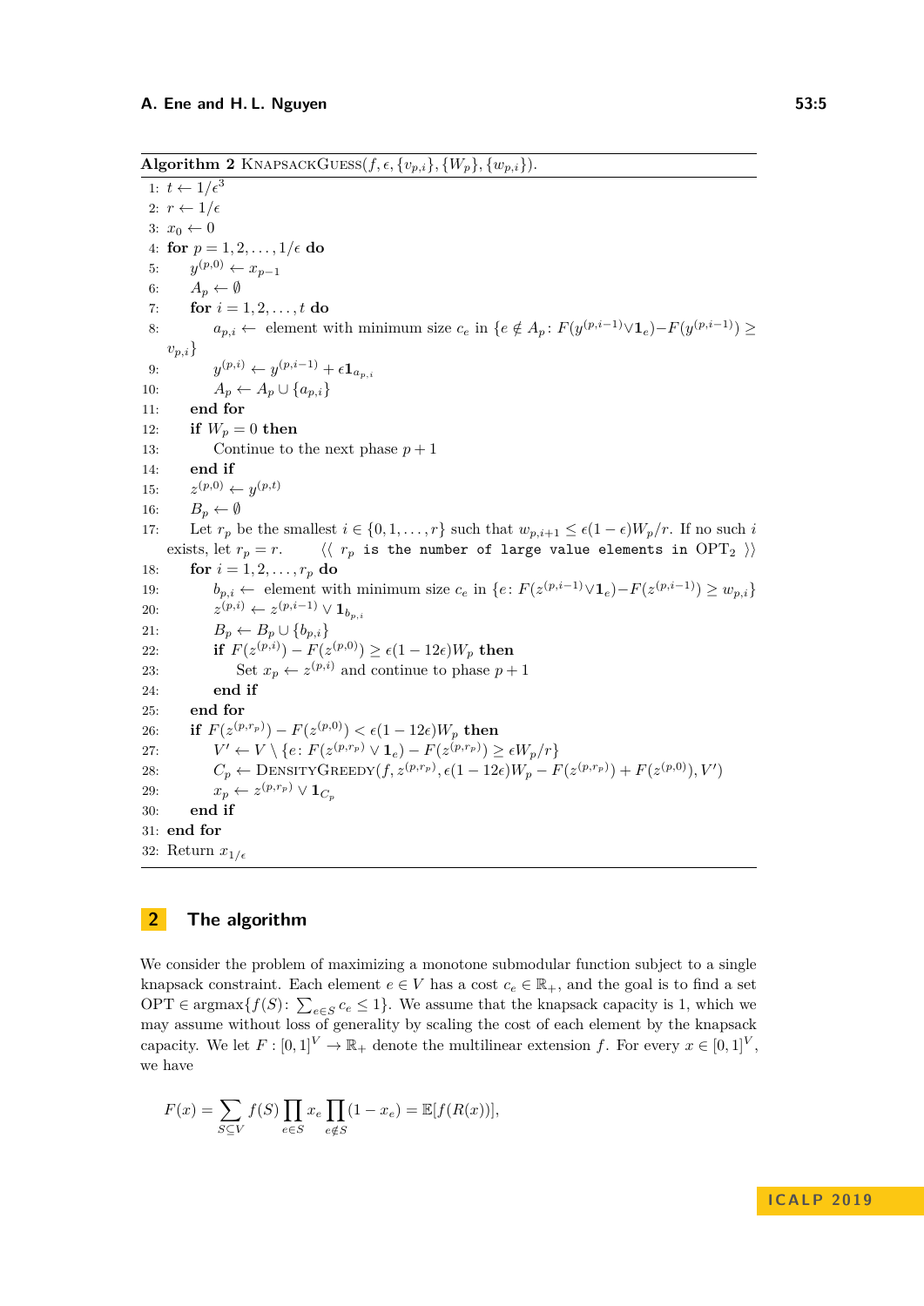**Algorithm 2** KnapsackGuess($f, \epsilon, \{v_{p,i}\}, \{W_p\}, \{w_{p,i}\}$).

```
1:  t ← 1/ε^3
2:  r ← 1/ε
3:  x_0 ← 0
4:  for p = 1, 2, ..., 1/ε do
5:      y^(p,0) ← x_{p-1}
6:      A_p ← ∅
7:      for i = 1, 2, ..., t do
8:          a_{p,i} ← element with minimum size c_e in {e ∉ A_p : F(y^(p,i-1) ∨ 1_e) − F(y^(p,i-1)) ≥ v_{p,i}}
9:          y^(p,i) ← y^(p,i-1) + ε1_{a_{p,i}}
10:         A_p ← A_p ∪ {a_{p,i}}
11:     end for
12:     if W_p = 0 then
13:         Continue to the next phase p + 1
14:     end if
15:     z^(p,0) ← y^(p,t)
16:     B_p ← ∅
17:     Let r_p be the smallest i ∈ {0, 1, ..., r} such that w_{p,i+1} ≤ ε(1 − ε)W_p/r. If no such i
        exists, let r_p = r.      ⟨⟨ r_p is the number of large value elements in OPT_2 ⟩⟩
18:     for i = 1, 2, ..., r_p do
19:         b_{p,i} ← element with minimum size c_e in {e : F(z^(p,i-1) ∨ 1_e) − F(z^(p,i-1)) ≥ w_{p,i}}
20:         z^(p,i) ← z^(p,i-1) ∨ 1_{b_{p,i}}
21:         B_p ← B_p ∪ {b_{p,i}}
22:         if F(z^(p,i)) − F(z^(p,0)) ≥ ε(1 − 12ε)W_p then
23:             Set x_p ← z^(p,i) and continue to phase p + 1
24:         end if
25:     end for
26:     if F(z^(p,r_p)) − F(z^(p,0)) < ε(1 − 12ε)W_p then
27:         V' ← V \ {e : F(z^(p,r_p) ∨ 1_e) − F(z^(p,r_p)) ≥ εW_p/r}
28:         C_p ← DensityGreedy(f, z^(p,r_p), ε(1 − 12ε)W_p − F(z^(p,r_p)) + F(z^(p,0)), V')
29:         x_p ← z^(p,r_p) ∨ 1_{C_p}
30:     end if
31: end for
32: Return x_{1/ε}
```

## 2 The algorithm

We consider the problem of maximizing a monotone submodular function subject to a single knapsack constraint. Each element $e \in V$ has a cost $c_e \in \mathbb{R}_+$, and the goal is to find a set $\mathrm{OPT} \in \operatorname{argmax}\{f(S) \colon \sum_{e \in S} c_e \leq 1\}$. We assume that the knapsack capacity is 1, which we may assume without loss of generality by scaling the cost of each element by the knapsack capacity. We let $F : [0,1]^V \to \mathbb{R}_+$ denote the multilinear extension $f$. For every $x \in [0,1]^V$, we have

$$F(x) = \sum_{S \subseteq V} f(S) \prod_{e \in S} x_e \prod_{e \notin S} (1 - x_e) = \mathbb{E}[f(R(x))],$$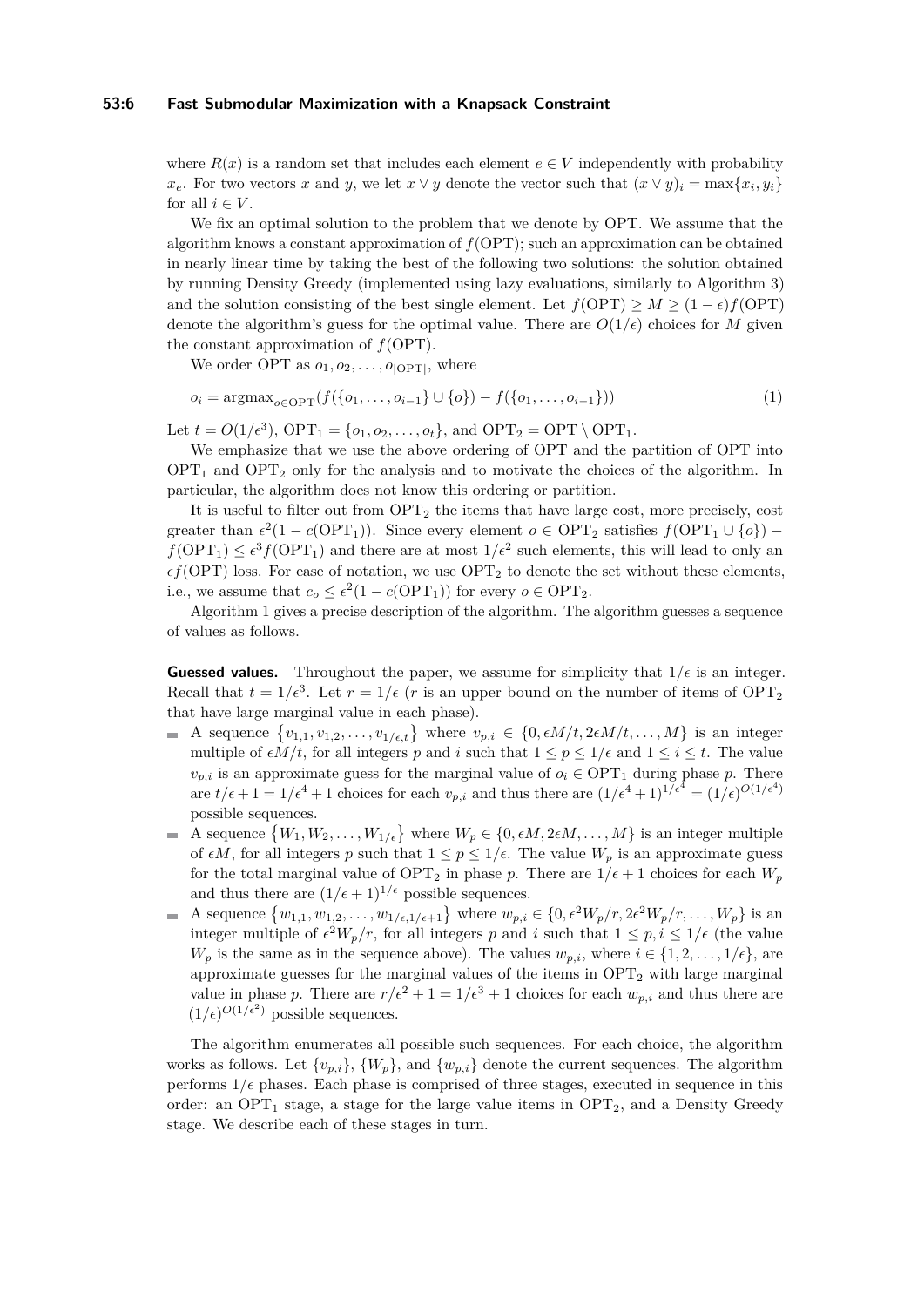where $R(x)$ is a random set that includes each element $e \in V$ independently with probability $x_e$. For two vectors $x$ and $y$, we let $x \vee y$ denote the vector such that $(x \vee y)_i = \max\{x_i, y_i\}$ for all $i \in V$.

We fix an optimal solution to the problem that we denote by OPT. We assume that the algorithm knows a constant approximation of $f(\mathrm{OPT})$; such an approximation can be obtained in nearly linear time by taking the best of the following two solutions: the solution obtained by running Density Greedy (implemented using lazy evaluations, similarly to Algorithm 3) and the solution consisting of the best single element. Let $f(\mathrm{OPT}) \geq M \geq (1-\epsilon) f(\mathrm{OPT})$ denote the algorithm's guess for the optimal value. There are $O(1/\epsilon)$ choices for $M$ given the constant approximation of $f(\mathrm{OPT})$.

We order OPT as $o_1, o_2, \ldots, o_{|\mathrm{OPT}|}$, where

$$o_i = \mathrm{argmax}_{o \in \mathrm{OPT}} (f(\{o_1, \ldots, o_{i-1}\} \cup \{o\}) - f(\{o_1, \ldots, o_{i-1}\})) \tag{1}$$

Let $t = O(1/\epsilon^3)$, $\mathrm{OPT}_1 = \{o_1, o_2, \ldots, o_t\}$, and $\mathrm{OPT}_2 = \mathrm{OPT} \setminus \mathrm{OPT}_1$.

We emphasize that we use the above ordering of OPT and the partition of OPT into $\mathrm{OPT}_1$ and $\mathrm{OPT}_2$ only for the analysis and to motivate the choices of the algorithm. In particular, the algorithm does not know this ordering or partition.

It is useful to filter out from $\mathrm{OPT}_2$ the items that have large cost, more precisely, cost greater than $\epsilon^2(1 - c(\mathrm{OPT}_1))$. Since every element $o \in \mathrm{OPT}_2$ satisfies $f(\mathrm{OPT}_1 \cup \{o\}) - f(\mathrm{OPT}_1) \leq \epsilon^3 f(\mathrm{OPT}_1)$ and there are at most $1/\epsilon^2$ such elements, this will lead to only an $\epsilon f(\mathrm{OPT})$ loss. For ease of notation, we use $\mathrm{OPT}_2$ to denote the set without these elements, i.e., we assume that $c_o \leq \epsilon^2(1 - c(\mathrm{OPT}_1))$ for every $o \in \mathrm{OPT}_2$.

Algorithm 1 gives a precise description of the algorithm. The algorithm guesses a sequence of values as follows.

**Guessed values.** Throughout the paper, we assume for simplicity that $1/\epsilon$ is an integer. Recall that $t = 1/\epsilon^3$. Let $r = 1/\epsilon$ ($r$ is an upper bound on the number of items of $\mathrm{OPT}_2$ that have large marginal value in each phase).

- A sequence $\{v_{1,1}, v_{1,2}, \ldots, v_{1/\epsilon,t}\}$ where $v_{p,i} \in \{0, \epsilon M/t, 2\epsilon M/t, \ldots, M\}$ is an integer multiple of $\epsilon M/t$, for all integers $p$ and $i$ such that $1 \leq p \leq 1/\epsilon$ and $1 \leq i \leq t$. The value $v_{p,i}$ is an approximate guess for the marginal value of $o_i \in \mathrm{OPT}_1$ during phase $p$. There are $t/\epsilon + 1 = 1/\epsilon^4 + 1$ choices for each $v_{p,i}$ and thus there are $(1/\epsilon^4 + 1)^{1/\epsilon^4} = (1/\epsilon)^{O(1/\epsilon^4)}$ possible sequences.
- A sequence $\{W_1, W_2, \ldots, W_{1/\epsilon}\}$ where $W_p \in \{0, \epsilon M, 2\epsilon M, \ldots, M\}$ is an integer multiple of $\epsilon M$, for all integers $p$ such that $1 \leq p \leq 1/\epsilon$. The value $W_p$ is an approximate guess for the total marginal value of $\mathrm{OPT}_2$ in phase $p$. There are $1/\epsilon + 1$ choices for each $W_p$ and thus there are $(1/\epsilon + 1)^{1/\epsilon}$ possible sequences.
- A sequence $\{w_{1,1}, w_{1,2}, \ldots, w_{1/\epsilon,1/\epsilon+1}\}$ where $w_{p,i} \in \{0, \epsilon^2 W_p/r, 2\epsilon^2 W_p/r, \ldots, W_p\}$ is an integer multiple of $\epsilon^2 W_p/r$, for all integers $p$ and $i$ such that $1 \leq p, i \leq 1/\epsilon$ (the value $W_p$ is the same as in the sequence above). The values $w_{p,i}$, where $i \in \{1, 2, \ldots, 1/\epsilon\}$, are approximate guesses for the marginal values of the items in $\mathrm{OPT}_2$ with large marginal value in phase $p$. There are $r/\epsilon^2 + 1 = 1/\epsilon^3 + 1$ choices for each $w_{p,i}$ and thus there are $(1/\epsilon)^{O(1/\epsilon^2)}$ possible sequences.

The algorithm enumerates all possible such sequences. For each choice, the algorithm works as follows. Let $\{v_{p,i}\}$, $\{W_p\}$, and $\{w_{p,i}\}$ denote the current sequences. The algorithm performs $1/\epsilon$ phases. Each phase is comprised of three stages, executed in sequence in this order: an $\mathrm{OPT}_1$ stage, a stage for the large value items in $\mathrm{OPT}_2$, and a Density Greedy stage. We describe each of these stages in turn.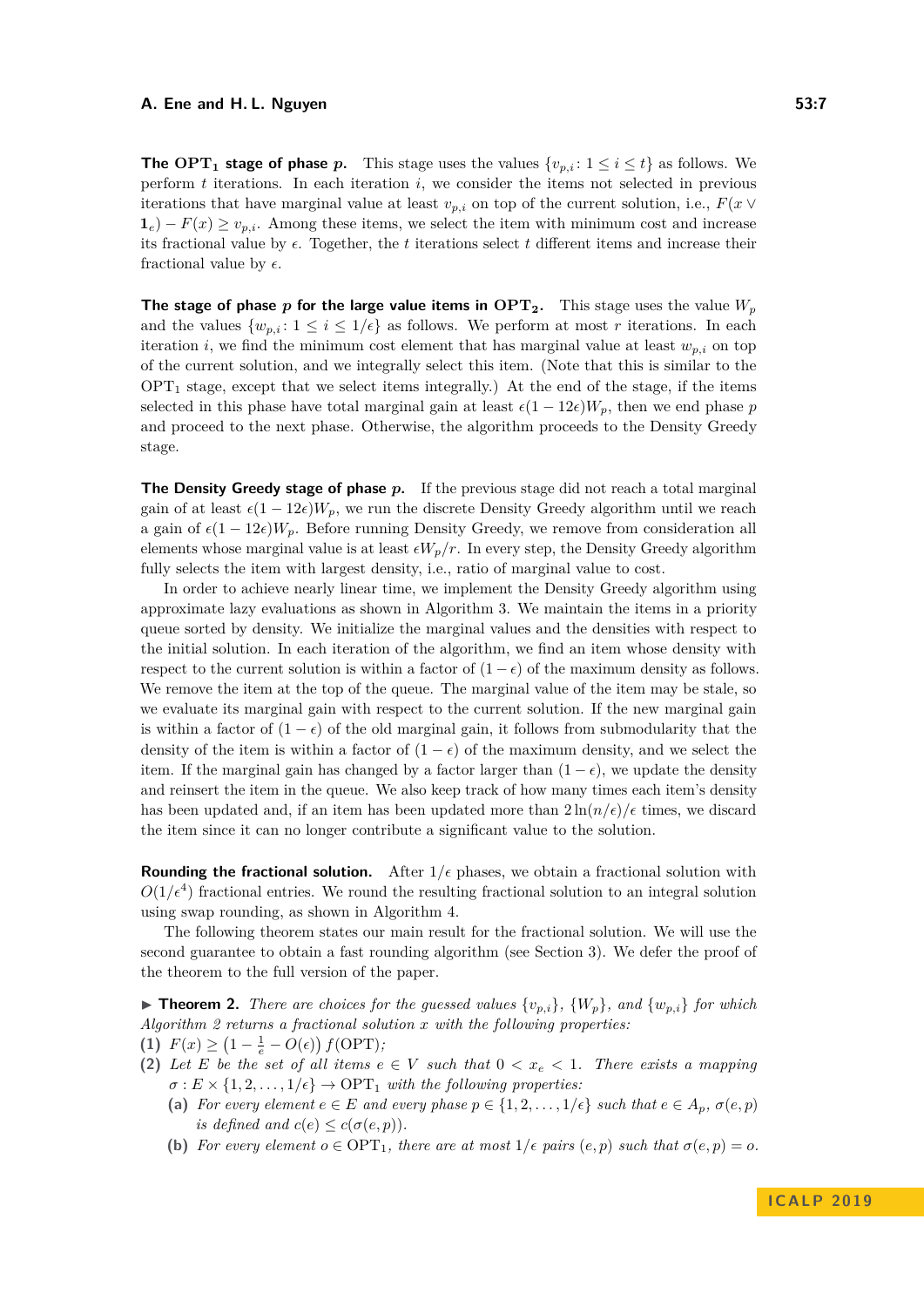**The $\mathrm{OPT}_1$ stage of phase $p$.** This stage uses the values $\{v_{p,i} : 1 \leq i \leq t\}$ as follows. We perform $t$ iterations. In each iteration $i$, we consider the items not selected in previous iterations that have marginal value at least $v_{p,i}$ on top of the current solution, i.e., $F(x \vee \mathbf{1}_e) - F(x) \geq v_{p,i}$. Among these items, we select the item with minimum cost and increase its fractional value by $\epsilon$. Together, the $t$ iterations select $t$ different items and increase their fractional value by $\epsilon$.

**The stage of phase $p$ for the large value items in $\mathrm{OPT}_2$.** This stage uses the value $W_p$ and the values $\{w_{p,i} : 1 \leq i \leq 1/\epsilon\}$ as follows. We perform at most $r$ iterations. In each iteration $i$, we find the minimum cost element that has marginal value at least $w_{p,i}$ on top of the current solution, and we integrally select this item. (Note that this is similar to the $\mathrm{OPT}_1$ stage, except that we select items integrally.) At the end of the stage, if the items selected in this phase have total marginal gain at least $\epsilon(1 - 12\epsilon)W_p$, then we end phase $p$ and proceed to the next phase. Otherwise, the algorithm proceeds to the Density Greedy stage.

**The Density Greedy stage of phase $p$.** If the previous stage did not reach a total marginal gain of at least $\epsilon(1 - 12\epsilon)W_p$, we run the discrete Density Greedy algorithm until we reach a gain of $\epsilon(1 - 12\epsilon)W_p$. Before running Density Greedy, we remove from consideration all elements whose marginal value is at least $\epsilon W_p/r$. In every step, the Density Greedy algorithm fully selects the item with largest density, i.e., ratio of marginal value to cost.

In order to achieve nearly linear time, we implement the Density Greedy algorithm using approximate lazy evaluations as shown in Algorithm 3. We maintain the items in a priority queue sorted by density. We initialize the marginal values and the densities with respect to the initial solution. In each iteration of the algorithm, we find an item whose density with respect to the current solution is within a factor of $(1 - \epsilon)$ of the maximum density as follows. We remove the item at the top of the queue. The marginal value of the item may be stale, so we evaluate its marginal gain with respect to the current solution. If the new marginal gain is within a factor of $(1 - \epsilon)$ of the old marginal gain, it follows from submodularity that the density of the item is within a factor of $(1 - \epsilon)$ of the maximum density, and we select the item. If the marginal gain has changed by a factor larger than $(1 - \epsilon)$, we update the density and reinsert the item in the queue. We also keep track of how many times each item's density has been updated and, if an item has been updated more than $2\ln(n/\epsilon)/\epsilon$ times, we discard the item since it can no longer contribute a significant value to the solution.

**Rounding the fractional solution.** After $1/\epsilon$ phases, we obtain a fractional solution with $O(1/\epsilon^4)$ fractional entries. We round the resulting fractional solution to an integral solution using swap rounding, as shown in Algorithm 4.

The following theorem states our main result for the fractional solution. We will use the second guarantee to obtain a fast rounding algorithm (see Section 3). We defer the proof of the theorem to the full version of the paper.

▶ **Theorem 2.** *There are choices for the guessed values $\{v_{p,i}\}$, $\{W_p\}$, and $\{w_{p,i}\}$ for which Algorithm 2 returns a fractional solution $x$ with the following properties:*

**(1)** $F(x) \geq \left(1 - \frac{1}{e} - O(\epsilon)\right) f(\mathrm{OPT})$*;*

**(2)** *Let $E$ be the set of all items $e \in V$ such that $0 < x_e < 1$. There exists a mapping $\sigma : E \times \{1, 2, \ldots, 1/\epsilon\} \to \mathrm{OPT}_1$ with the following properties:*

- **(a)** *For every element $e \in E$ and every phase $p \in \{1, 2, \ldots, 1/\epsilon\}$ such that $e \in A_p$, $\sigma(e, p)$ is defined and $c(e) \leq c(\sigma(e, p))$.*
- **(b)** *For every element $o \in \mathrm{OPT}_1$, there are at most $1/\epsilon$ pairs $(e, p)$ such that $\sigma(e, p) = o$.*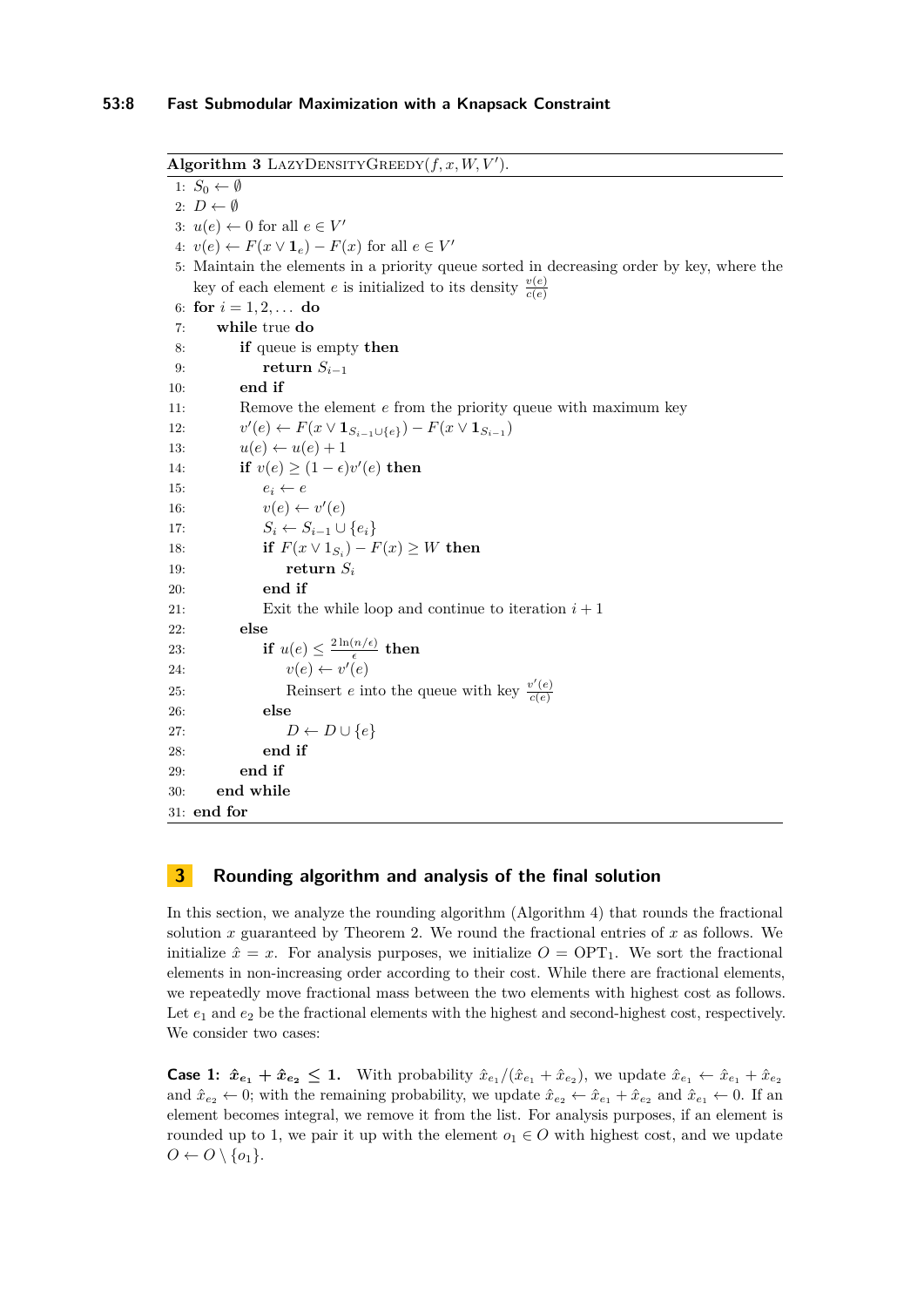**Algorithm 3** LazyDensityGreedy$(f, x, W, V')$.

```
1: S_0 ← ∅
2: D ← ∅
3: u(e) ← 0 for all e ∈ V'
4: v(e) ← F(x ∨ 1_e) − F(x) for all e ∈ V'
5: Maintain the elements in a priority queue sorted in decreasing order by key, where the
   key of each element e is initialized to its density v(e)/c(e)
6: for i = 1, 2, ... do
7:     while true do
8:         if queue is empty then
9:             return S_{i−1}
10:        end if
11:        Remove the element e from the priority queue with maximum key
12:        v'(e) ← F(x ∨ 1_{S_{i−1} ∪ {e}}) − F(x ∨ 1_{S_{i−1}})
13:        u(e) ← u(e) + 1
14:        if v(e) ≥ (1 − ε)v'(e) then
15:            e_i ← e
16:            v(e) ← v'(e)
17:            S_i ← S_{i−1} ∪ {e_i}
18:            if F(x ∨ 1_{S_i}) − F(x) ≥ W then
19:                return S_i
20:            end if
21:            Exit the while loop and continue to iteration i + 1
22:        else
23:            if u(e) ≤ 2 ln(n/ε)/ε then
24:                v(e) ← v'(e)
25:                Reinsert e into the queue with key v'(e)/c(e)
26:            else
27:                D ← D ∪ {e}
28:            end if
29:        end if
30:    end while
31: end for
```

## 3 Rounding algorithm and analysis of the final solution

In this section, we analyze the rounding algorithm (Algorithm 4) that rounds the fractional solution $x$ guaranteed by Theorem 2. We round the fractional entries of $x$ as follows. We initialize $\hat{x} = x$. For analysis purposes, we initialize $O = \mathrm{OPT}_1$. We sort the fractional elements in non-increasing order according to their cost. While there are fractional elements, we repeatedly move fractional mass between the two elements with highest cost as follows. Let $e_1$ and $e_2$ be the fractional elements with the highest and second-highest cost, respectively. We consider two cases:

**Case 1: $\hat{x}_{e_1} + \hat{x}_{e_2} \leq 1$.** With probability $\hat{x}_{e_1}/(\hat{x}_{e_1} + \hat{x}_{e_2})$, we update $\hat{x}_{e_1} \leftarrow \hat{x}_{e_1} + \hat{x}_{e_2}$ and $\hat{x}_{e_2} \leftarrow 0$; with the remaining probability, we update $\hat{x}_{e_2} \leftarrow \hat{x}_{e_1} + \hat{x}_{e_2}$ and $\hat{x}_{e_1} \leftarrow 0$. If an element becomes integral, we remove it from the list. For analysis purposes, if an element is rounded up to 1, we pair it up with the element $o_1 \in O$ with highest cost, and we update $O \leftarrow O \setminus \{o_1\}$.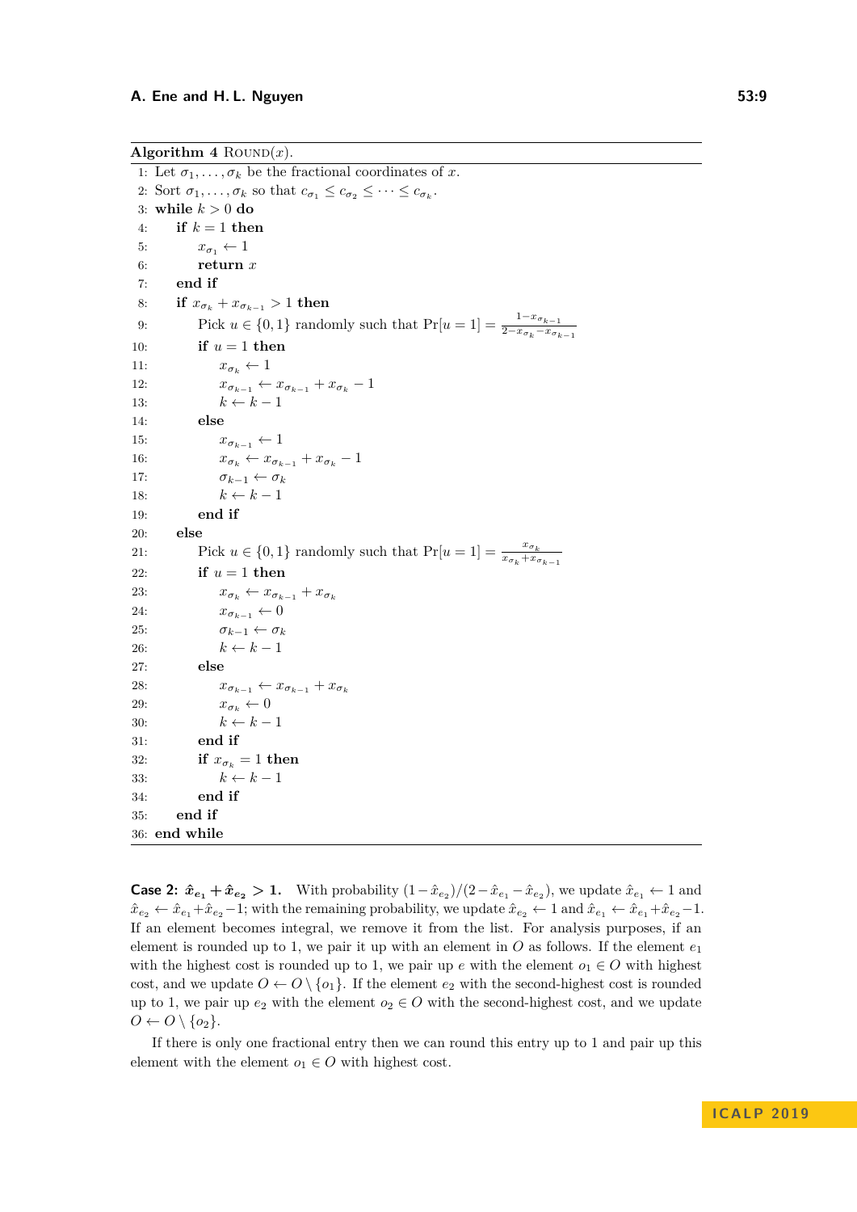**Algorithm 4** Round($x$).

```
1: Let σ_1, ..., σ_k be the fractional coordinates of x.
2: Sort σ_1, ..., σ_k so that c_{σ_1} ≤ c_{σ_2} ≤ ··· ≤ c_{σ_k}.
3: while k > 0 do
4:     if k = 1 then
5:         x_{σ_1} ← 1
6:         return x
7:     end if
8:     if x_{σ_k} + x_{σ_{k-1}} > 1 then
9:         Pick u ∈ {0,1} randomly such that Pr[u = 1] = (1 − x_{σ_{k-1}}) / (2 − x_{σ_k} − x_{σ_{k-1}})
10:        if u = 1 then
11:            x_{σ_k} ← 1
12:            x_{σ_{k-1}} ← x_{σ_{k-1}} + x_{σ_k} − 1
13:            k ← k − 1
14:        else
15:            x_{σ_{k-1}} ← 1
16:            x_{σ_k} ← x_{σ_{k-1}} + x_{σ_k} − 1
17:            σ_{k-1} ← σ_k
18:            k ← k − 1
19:        end if
20:    else
21:        Pick u ∈ {0,1} randomly such that Pr[u = 1] = x_{σ_k} / (x_{σ_k} + x_{σ_{k-1}})
22:        if u = 1 then
23:            x_{σ_k} ← x_{σ_{k-1}} + x_{σ_k}
24:            x_{σ_{k-1}} ← 0
25:            σ_{k-1} ← σ_k
26:            k ← k − 1
27:        else
28:            x_{σ_{k-1}} ← x_{σ_{k-1}} + x_{σ_k}
29:            x_{σ_k} ← 0
30:            k ← k − 1
31:        end if
32:        if x_{σ_k} = 1 then
33:            k ← k − 1
34:        end if
35:    end if
36: end while
```

**Case 2: $\hat{x}_{e_1} + \hat{x}_{e_2} > 1$.** With probability $(1 - \hat{x}_{e_2})/(2 - \hat{x}_{e_1} - \hat{x}_{e_2})$, we update $\hat{x}_{e_1} \leftarrow 1$ and $\hat{x}_{e_2} \leftarrow \hat{x}_{e_1} + \hat{x}_{e_2} - 1$; with the remaining probability, we update $\hat{x}_{e_2} \leftarrow 1$ and $\hat{x}_{e_1} \leftarrow \hat{x}_{e_1} + \hat{x}_{e_2} - 1$. If an element becomes integral, we remove it from the list. For analysis purposes, if an element is rounded up to 1, we pair it up with an element in $O$ as follows. If the element $e_1$ with the highest cost is rounded up to 1, we pair up $e$ with the element $o_1 \in O$ with highest cost, and we update $O \leftarrow O \setminus \{o_1\}$. If the element $e_2$ with the second-highest cost is rounded up to 1, we pair up $e_2$ with the element $o_2 \in O$ with the second-highest cost, and we update $O \leftarrow O \setminus \{o_2\}$.

If there is only one fractional entry then we can round this entry up to 1 and pair up this element with the element $o_1 \in O$ with highest cost.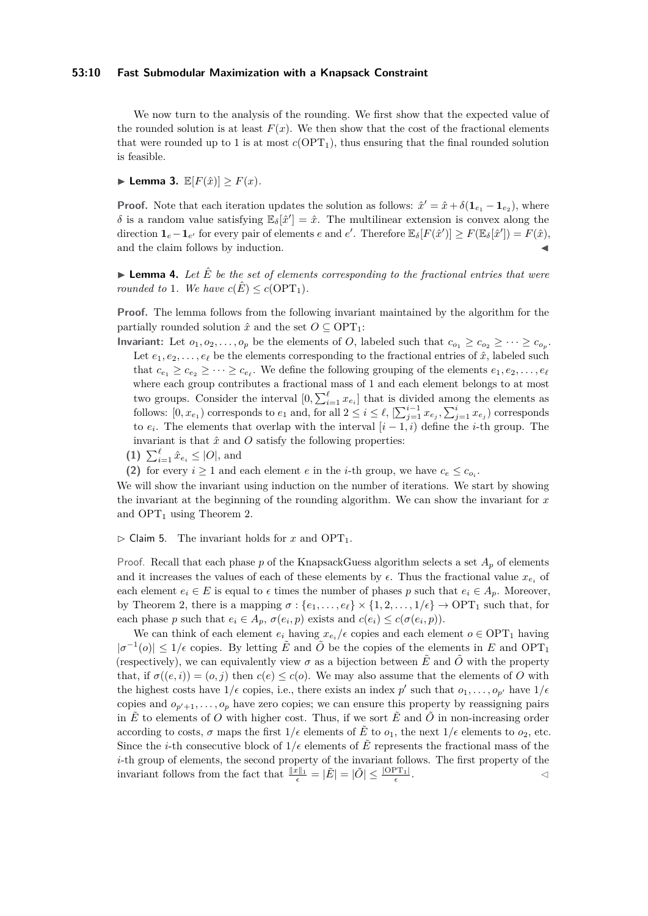We now turn to the analysis of the rounding. We first show that the expected value of the rounded solution is at least $F(x)$. We then show that the cost of the fractional elements that were rounded up to 1 is at most $c(\mathrm{OPT}_1)$, thus ensuring that the final rounded solution is feasible.

▶ **Lemma 3.** $\mathbb{E}[F(\hat{x})] \geq F(x)$.

**Proof.** Note that each iteration updates the solution as follows: $\hat{x}' = \hat{x} + \delta(\mathbf{1}_{e_1} - \mathbf{1}_{e_2})$, where $\delta$ is a random value satisfying $\mathbb{E}_\delta[\hat{x}'] = \hat{x}$. The multilinear extension is convex along the direction $\mathbf{1}_e - \mathbf{1}_{e'}$ for every pair of elements $e$ and $e'$. Therefore $\mathbb{E}_\delta[F(\hat{x}')] \geq F(\mathbb{E}_\delta[\hat{x}']) = F(\hat{x})$, and the claim follows by induction. ◀

▶ **Lemma 4.** *Let $\hat{E}$ be the set of elements corresponding to the fractional entries that were rounded to* 1*. We have $c(\hat{E}) \leq c(\mathrm{OPT}_1)$.*

**Proof.** The lemma follows from the following invariant maintained by the algorithm for the partially rounded solution $\hat{x}$ and the set $O \subseteq \mathrm{OPT}_1$:

**Invariant:** Let $o_1, o_2, \ldots, o_p$ be the elements of $O$, labeled such that $c_{o_1} \geq c_{o_2} \geq \cdots \geq c_{o_p}$. Let $e_1, e_2, \ldots, e_\ell$ be the elements corresponding to the fractional entries of $\hat{x}$, labeled such that $c_{e_1} \geq c_{e_2} \geq \cdots \geq c_{e_\ell}$. We define the following grouping of the elements $e_1, e_2, \ldots, e_\ell$ where each group contributes a fractional mass of 1 and each element belongs to at most two groups. Consider the interval $[0, \sum_{i=1}^{\ell} x_{e_i}]$ that is divided among the elements as follows: $[0, x_{e_1})$ corresponds to $e_1$ and, for all $2 \leq i \leq \ell$, $[\sum_{j=1}^{i-1} x_{e_j}, \sum_{j=1}^{i} x_{e_j})$ corresponds to $e_i$. The elements that overlap with the interval $[i-1, i)$ define the $i$-th group. The invariant is that $\hat{x}$ and $O$ satisfy the following properties:

**(1)** $\sum_{i=1}^{\ell} \hat{x}_{e_i} \leq |O|$, and

**(2)** for every $i \geq 1$ and each element $e$ in the $i$-th group, we have $c_e \leq c_{o_i}$.

We will show the invariant using induction on the number of iterations. We start by showing the invariant at the beginning of the rounding algorithm. We can show the invariant for $x$ and $\mathrm{OPT}_1$ using Theorem 2.

▷ Claim 5. The invariant holds for $x$ and $\mathrm{OPT}_1$.

Proof. Recall that each phase $p$ of the KnapsackGuess algorithm selects a set $A_p$ of elements and it increases the values of each of these elements by $\epsilon$. Thus the fractional value $x_{e_i}$ of each element $e_i \in E$ is equal to $\epsilon$ times the number of phases $p$ such that $e_i \in A_p$. Moreover, by Theorem 2, there is a mapping $\sigma : \{e_1, \ldots, e_\ell\} \times \{1, 2, \ldots, 1/\epsilon\} \to \mathrm{OPT}_1$ such that, for each phase $p$ such that $e_i \in A_p$, $\sigma(e_i, p)$ exists and $c(e_i) \leq c(\sigma(e_i, p))$.

We can think of each element $e_i$ having $x_{e_i}/\epsilon$ copies and each element $o \in \mathrm{OPT}_1$ having $|\sigma^{-1}(o)| \leq 1/\epsilon$ copies. By letting $\tilde{E}$ and $\tilde{O}$ be the copies of the elements in $E$ and $\mathrm{OPT}_1$ (respectively), we can equivalently view $\sigma$ as a bijection between $\tilde{E}$ and $\tilde{O}$ with the property that, if $\sigma((e, i)) = (o, j)$ then $c(e) \leq c(o)$. We may also assume that the elements of $O$ with the highest costs have $1/\epsilon$ copies, i.e., there exists an index $p'$ such that $o_1, \ldots, o_{p'}$ have $1/\epsilon$ copies and $o_{p'+1}, \ldots, o_p$ have zero copies; we can ensure this property by reassigning pairs in $\tilde{E}$ to elements of $O$ with higher cost. Thus, if we sort $\tilde{E}$ and $\tilde{O}$ in non-increasing order according to costs, $\sigma$ maps the first $1/\epsilon$ elements of $\tilde{E}$ to $o_1$, the next $1/\epsilon$ elements to $o_2$, etc. Since the $i$-th consecutive block of $1/\epsilon$ elements of $\tilde{E}$ represents the fractional mass of the $i$-th group of elements, the second property of the invariant follows. The first property of the invariant follows from the fact that $\frac{\|x\|_1}{\epsilon} = |\tilde{E}| = |\tilde{O}| \leq \frac{|\mathrm{OPT}_1|}{\epsilon}$. ◁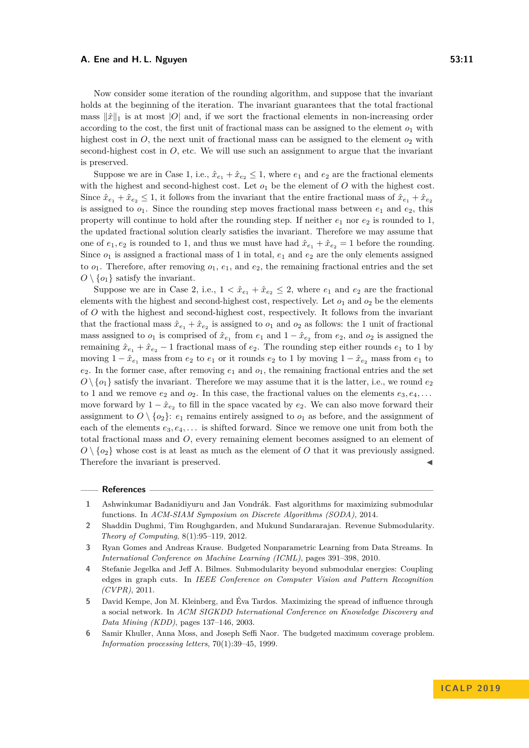Now consider some iteration of the rounding algorithm, and suppose that the invariant holds at the beginning of the iteration. The invariant guarantees that the total fractional mass $\|\hat{x}\|_1$ is at most $|O|$ and, if we sort the fractional elements in non-increasing order according to the cost, the first unit of fractional mass can be assigned to the element $o_1$ with highest cost in $O$, the next unit of fractional mass can be assigned to the element $o_2$ with second-highest cost in $O$, etc. We will use such an assignment to argue that the invariant is preserved.

Suppose we are in Case 1, i.e., $\hat{x}_{e_1} + \hat{x}_{e_2} \leq 1$, where $e_1$ and $e_2$ are the fractional elements with the highest and second-highest cost. Let $o_1$ be the element of $O$ with the highest cost. Since $\hat{x}_{e_1} + \hat{x}_{e_2} \leq 1$, it follows from the invariant that the entire fractional mass of $\hat{x}_{e_1} + \hat{x}_{e_2}$ is assigned to $o_1$. Since the rounding step moves fractional mass between $e_1$ and $e_2$, this property will continue to hold after the rounding step. If neither $e_1$ nor $e_2$ is rounded to 1, the updated fractional solution clearly satisfies the invariant. Therefore we may assume that one of $e_1, e_2$ is rounded to 1, and thus we must have had $\hat{x}_{e_1} + \hat{x}_{e_2} = 1$ before the rounding. Since $o_1$ is assigned a fractional mass of 1 in total, $e_1$ and $e_2$ are the only elements assigned to $o_1$. Therefore, after removing $o_1$, $e_1$, and $e_2$, the remaining fractional entries and the set $O \setminus \{o_1\}$ satisfy the invariant.

Suppose we are in Case 2, i.e., $1 < \hat{x}_{e_1} + \hat{x}_{e_2} \leq 2$, where $e_1$ and $e_2$ are the fractional elements with the highest and second-highest cost, respectively. Let $o_1$ and $o_2$ be the elements of $O$ with the highest and second-highest cost, respectively. It follows from the invariant that the fractional mass $\hat{x}_{e_1} + \hat{x}_{e_2}$ is assigned to $o_1$ and $o_2$ as follows: the 1 unit of fractional mass assigned to $o_1$ is comprised of $\hat{x}_{e_1}$ from $e_1$ and $1 - \hat{x}_{e_2}$ from $e_2$, and $o_2$ is assigned the remaining $\hat{x}_{e_1} + \hat{x}_{e_2} - 1$ fractional mass of $e_2$. The rounding step either rounds $e_1$ to 1 by moving $1 - \hat{x}_{e_1}$ mass from $e_2$ to $e_1$ or it rounds $e_2$ to 1 by moving $1 - \hat{x}_{e_2}$ mass from $e_1$ to $e_2$. In the former case, after removing $e_1$ and $o_1$, the remaining fractional entries and the set $O \setminus \{o_1\}$ satisfy the invariant. Therefore we may assume that it is the latter, i.e., we round $e_2$ to 1 and we remove $e_2$ and $o_2$. In this case, the fractional values on the elements $e_3, e_4, \dots$ move forward by $1 - \hat{x}_{e_2}$ to fill in the space vacated by $e_2$. We can also move forward their assignment to $O \setminus \{o_2\}$: $e_1$ remains entirely assigned to $o_1$ as before, and the assignment of each of the elements $e_3, e_4, \dots$ is shifted forward. Since we remove one unit from both the total fractional mass and $O$, every remaining element becomes assigned to an element of $O \setminus \{o_2\}$ whose cost is at least as much as the element of $O$ that it was previously assigned. Therefore the invariant is preserved. ◀

## References

1. Ashwinkumar Badanidiyuru and Jan Vondrák. Fast algorithms for maximizing submodular functions. In *ACM-SIAM Symposium on Discrete Algorithms (SODA)*, 2014.
2. Shaddin Dughmi, Tim Roughgarden, and Mukund Sundararajan. Revenue Submodularity. *Theory of Computing*, 8(1):95–119, 2012.
3. Ryan Gomes and Andreas Krause. Budgeted Nonparametric Learning from Data Streams. In *International Conference on Machine Learning (ICML)*, pages 391–398, 2010.
4. Stefanie Jegelka and Jeff A. Bilmes. Submodularity beyond submodular energies: Coupling edges in graph cuts. In *IEEE Conference on Computer Vision and Pattern Recognition (CVPR)*, 2011.
5. David Kempe, Jon M. Kleinberg, and Éva Tardos. Maximizing the spread of influence through a social network. In *ACM SIGKDD International Conference on Knowledge Discovery and Data Mining (KDD)*, pages 137–146, 2003.
6. Samir Khuller, Anna Moss, and Joseph Seffi Naor. The budgeted maximum coverage problem. *Information processing letters*, 70(1):39–45, 1999.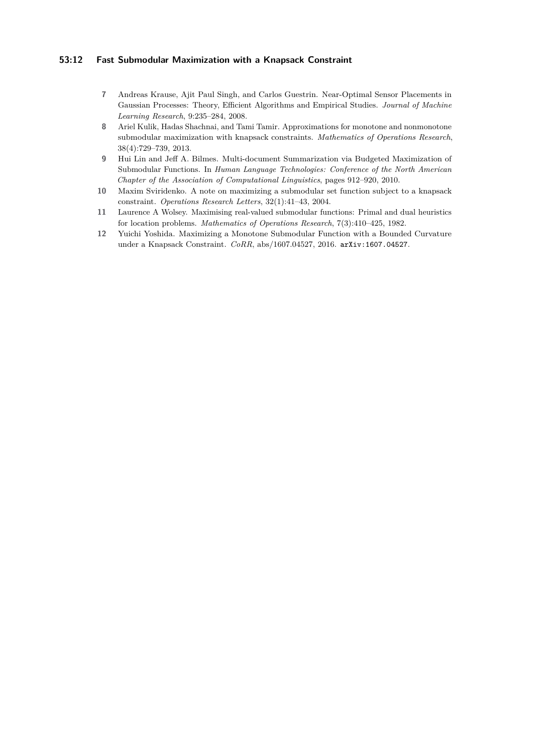7 Andreas Krause, Ajit Paul Singh, and Carlos Guestrin. Near-Optimal Sensor Placements in Gaussian Processes: Theory, Efficient Algorithms and Empirical Studies. *Journal of Machine Learning Research*, 9:235–284, 2008.

8 Ariel Kulik, Hadas Shachnai, and Tami Tamir. Approximations for monotone and nonmonotone submodular maximization with knapsack constraints. *Mathematics of Operations Research*, 38(4):729–739, 2013.

9 Hui Lin and Jeff A. Bilmes. Multi-document Summarization via Budgeted Maximization of Submodular Functions. In *Human Language Technologies: Conference of the North American Chapter of the Association of Computational Linguistics*, pages 912–920, 2010.

10 Maxim Sviridenko. A note on maximizing a submodular set function subject to a knapsack constraint. *Operations Research Letters*, 32(1):41–43, 2004.

11 Laurence A Wolsey. Maximising real-valued submodular functions: Primal and dual heuristics for location problems. *Mathematics of Operations Research*, 7(3):410–425, 1982.

12 Yuichi Yoshida. Maximizing a Monotone Submodular Function with a Bounded Curvature under a Knapsack Constraint. *CoRR*, abs/1607.04527, 2016. `arXiv:1607.04527`.